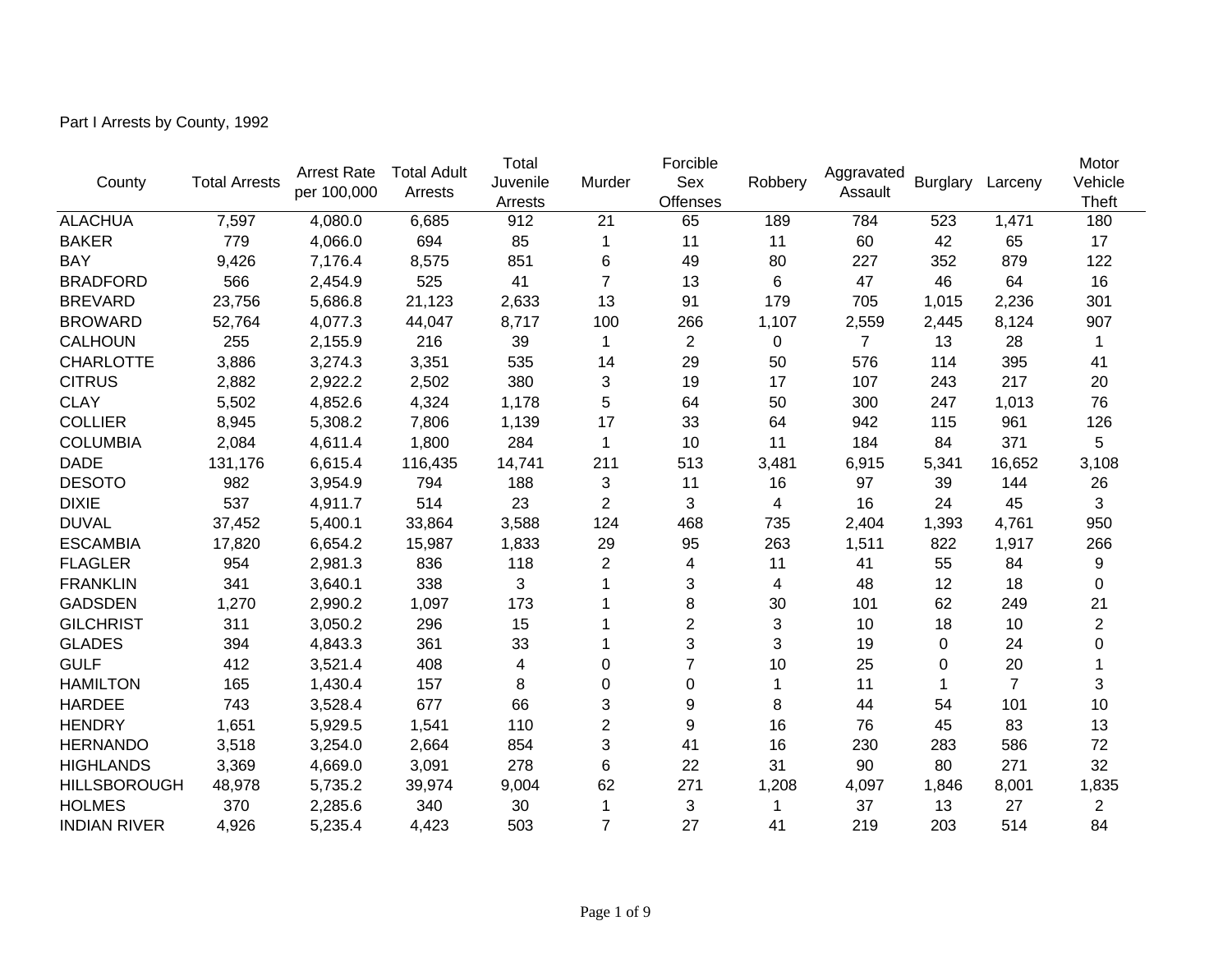Part I Arrests by County, 1992

| County | Total Arrests | Arrest Rate per 100,000 | Total Adult Arrests | Total Juvenile Arrests | Murder | Forcible Sex Offenses | Robbery | Aggravated Assault | Burglary | Larceny | Motor Vehicle Theft |
|---|---|---|---|---|---|---|---|---|---|---|---|
| ALACHUA | 7,597 | 4,080.0 | 6,685 | 912 | 21 | 65 | 189 | 784 | 523 | 1,471 | 180 |
| BAKER | 779 | 4,066.0 | 694 | 85 | 1 | 11 | 11 | 60 | 42 | 65 | 17 |
| BAY | 9,426 | 7,176.4 | 8,575 | 851 | 6 | 49 | 80 | 227 | 352 | 879 | 122 |
| BRADFORD | 566 | 2,454.9 | 525 | 41 | 7 | 13 | 6 | 47 | 46 | 64 | 16 |
| BREVARD | 23,756 | 5,686.8 | 21,123 | 2,633 | 13 | 91 | 179 | 705 | 1,015 | 2,236 | 301 |
| BROWARD | 52,764 | 4,077.3 | 44,047 | 8,717 | 100 | 266 | 1,107 | 2,559 | 2,445 | 8,124 | 907 |
| CALHOUN | 255 | 2,155.9 | 216 | 39 | 1 | 2 | 0 | 7 | 13 | 28 | 1 |
| CHARLOTTE | 3,886 | 3,274.3 | 3,351 | 535 | 14 | 29 | 50 | 576 | 114 | 395 | 41 |
| CITRUS | 2,882 | 2,922.2 | 2,502 | 380 | 3 | 19 | 17 | 107 | 243 | 217 | 20 |
| CLAY | 5,502 | 4,852.6 | 4,324 | 1,178 | 5 | 64 | 50 | 300 | 247 | 1,013 | 76 |
| COLLIER | 8,945 | 5,308.2 | 7,806 | 1,139 | 17 | 33 | 64 | 942 | 115 | 961 | 126 |
| COLUMBIA | 2,084 | 4,611.4 | 1,800 | 284 | 1 | 10 | 11 | 184 | 84 | 371 | 5 |
| DADE | 131,176 | 6,615.4 | 116,435 | 14,741 | 211 | 513 | 3,481 | 6,915 | 5,341 | 16,652 | 3,108 |
| DESOTO | 982 | 3,954.9 | 794 | 188 | 3 | 11 | 16 | 97 | 39 | 144 | 26 |
| DIXIE | 537 | 4,911.7 | 514 | 23 | 2 | 3 | 4 | 16 | 24 | 45 | 3 |
| DUVAL | 37,452 | 5,400.1 | 33,864 | 3,588 | 124 | 468 | 735 | 2,404 | 1,393 | 4,761 | 950 |
| ESCAMBIA | 17,820 | 6,654.2 | 15,987 | 1,833 | 29 | 95 | 263 | 1,511 | 822 | 1,917 | 266 |
| FLAGLER | 954 | 2,981.3 | 836 | 118 | 2 | 4 | 11 | 41 | 55 | 84 | 9 |
| FRANKLIN | 341 | 3,640.1 | 338 | 3 | 1 | 3 | 4 | 48 | 12 | 18 | 0 |
| GADSDEN | 1,270 | 2,990.2 | 1,097 | 173 | 1 | 8 | 30 | 101 | 62 | 249 | 21 |
| GILCHRIST | 311 | 3,050.2 | 296 | 15 | 1 | 2 | 3 | 10 | 18 | 10 | 2 |
| GLADES | 394 | 4,843.3 | 361 | 33 | 1 | 3 | 3 | 19 | 0 | 24 | 0 |
| GULF | 412 | 3,521.4 | 408 | 4 | 0 | 7 | 10 | 25 | 0 | 20 | 1 |
| HAMILTON | 165 | 1,430.4 | 157 | 8 | 0 | 0 | 1 | 11 | 1 | 7 | 3 |
| HARDEE | 743 | 3,528.4 | 677 | 66 | 3 | 9 | 8 | 44 | 54 | 101 | 10 |
| HENDRY | 1,651 | 5,929.5 | 1,541 | 110 | 2 | 9 | 16 | 76 | 45 | 83 | 13 |
| HERNANDO | 3,518 | 3,254.0 | 2,664 | 854 | 3 | 41 | 16 | 230 | 283 | 586 | 72 |
| HIGHLANDS | 3,369 | 4,669.0 | 3,091 | 278 | 6 | 22 | 31 | 90 | 80 | 271 | 32 |
| HILLSBOROUGH | 48,978 | 5,735.2 | 39,974 | 9,004 | 62 | 271 | 1,208 | 4,097 | 1,846 | 8,001 | 1,835 |
| HOLMES | 370 | 2,285.6 | 340 | 30 | 1 | 3 | 1 | 37 | 13 | 27 | 2 |
| INDIAN RIVER | 4,926 | 5,235.4 | 4,423 | 503 | 7 | 27 | 41 | 219 | 203 | 514 | 84 |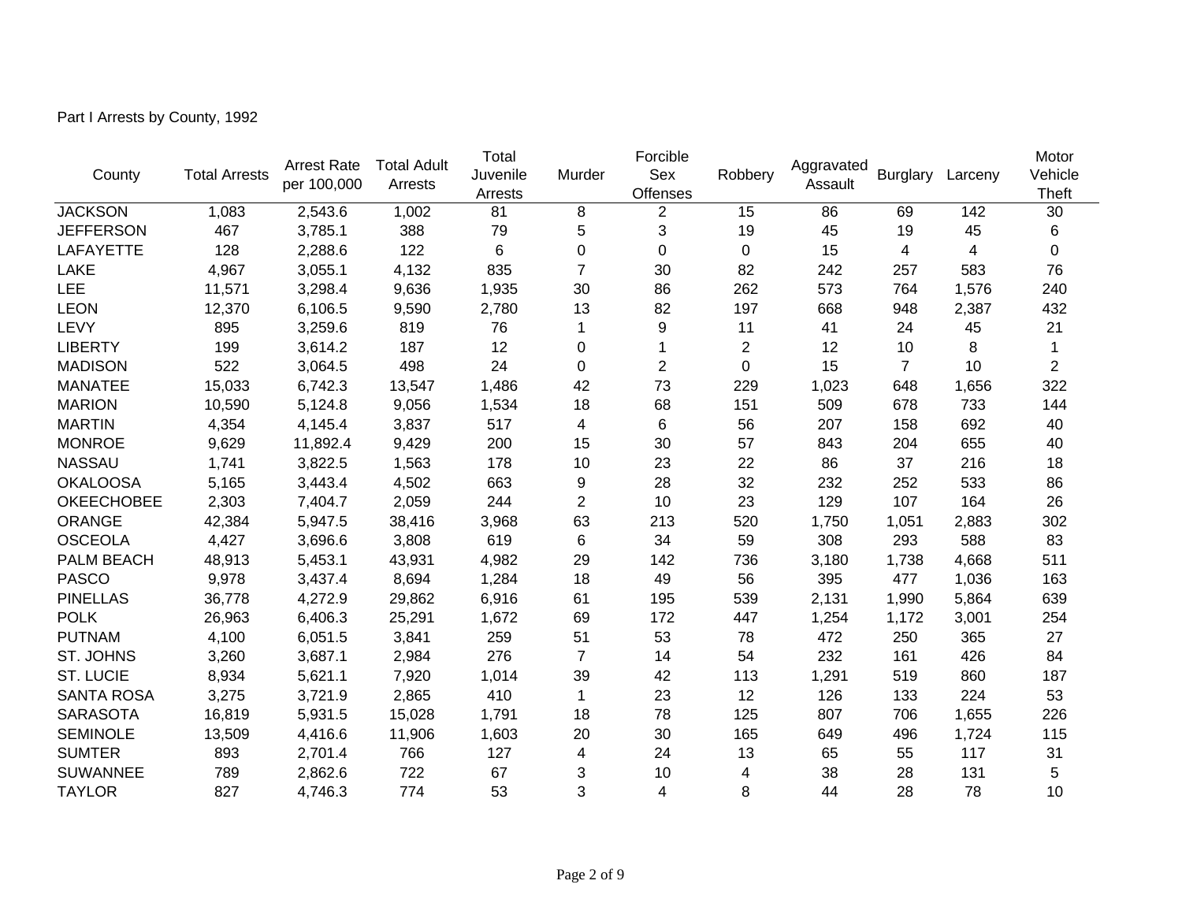Part I Arrests by County, 1992

| County | Total Arrests | Arrest Rate per 100,000 | Total Adult Arrests | Total Juvenile Arrests | Murder | Forcible Sex Offenses | Robbery | Aggravated Assault | Burglary | Larceny | Motor Vehicle Theft |
|---|---|---|---|---|---|---|---|---|---|---|---|
| JACKSON | 1,083 | 2,543.6 | 1,002 | 81 | 8 | 2 | 15 | 86 | 69 | 142 | 30 |
| JEFFERSON | 467 | 3,785.1 | 388 | 79 | 5 | 3 | 19 | 45 | 19 | 45 | 6 |
| LAFAYETTE | 128 | 2,288.6 | 122 | 6 | 0 | 0 | 0 | 15 | 4 | 4 | 0 |
| LAKE | 4,967 | 3,055.1 | 4,132 | 835 | 7 | 30 | 82 | 242 | 257 | 583 | 76 |
| LEE | 11,571 | 3,298.4 | 9,636 | 1,935 | 30 | 86 | 262 | 573 | 764 | 1,576 | 240 |
| LEON | 12,370 | 6,106.5 | 9,590 | 2,780 | 13 | 82 | 197 | 668 | 948 | 2,387 | 432 |
| LEVY | 895 | 3,259.6 | 819 | 76 | 1 | 9 | 11 | 41 | 24 | 45 | 21 |
| LIBERTY | 199 | 3,614.2 | 187 | 12 | 0 | 1 | 2 | 12 | 10 | 8 | 1 |
| MADISON | 522 | 3,064.5 | 498 | 24 | 0 | 2 | 0 | 15 | 7 | 10 | 2 |
| MANATEE | 15,033 | 6,742.3 | 13,547 | 1,486 | 42 | 73 | 229 | 1,023 | 648 | 1,656 | 322 |
| MARION | 10,590 | 5,124.8 | 9,056 | 1,534 | 18 | 68 | 151 | 509 | 678 | 733 | 144 |
| MARTIN | 4,354 | 4,145.4 | 3,837 | 517 | 4 | 6 | 56 | 207 | 158 | 692 | 40 |
| MONROE | 9,629 | 11,892.4 | 9,429 | 200 | 15 | 30 | 57 | 843 | 204 | 655 | 40 |
| NASSAU | 1,741 | 3,822.5 | 1,563 | 178 | 10 | 23 | 22 | 86 | 37 | 216 | 18 |
| OKALOOSA | 5,165 | 3,443.4 | 4,502 | 663 | 9 | 28 | 32 | 232 | 252 | 533 | 86 |
| OKEECHOBEE | 2,303 | 7,404.7 | 2,059 | 244 | 2 | 10 | 23 | 129 | 107 | 164 | 26 |
| ORANGE | 42,384 | 5,947.5 | 38,416 | 3,968 | 63 | 213 | 520 | 1,750 | 1,051 | 2,883 | 302 |
| OSCEOLA | 4,427 | 3,696.6 | 3,808 | 619 | 6 | 34 | 59 | 308 | 293 | 588 | 83 |
| PALM BEACH | 48,913 | 5,453.1 | 43,931 | 4,982 | 29 | 142 | 736 | 3,180 | 1,738 | 4,668 | 511 |
| PASCO | 9,978 | 3,437.4 | 8,694 | 1,284 | 18 | 49 | 56 | 395 | 477 | 1,036 | 163 |
| PINELLAS | 36,778 | 4,272.9 | 29,862 | 6,916 | 61 | 195 | 539 | 2,131 | 1,990 | 5,864 | 639 |
| POLK | 26,963 | 6,406.3 | 25,291 | 1,672 | 69 | 172 | 447 | 1,254 | 1,172 | 3,001 | 254 |
| PUTNAM | 4,100 | 6,051.5 | 3,841 | 259 | 51 | 53 | 78 | 472 | 250 | 365 | 27 |
| ST. JOHNS | 3,260 | 3,687.1 | 2,984 | 276 | 7 | 14 | 54 | 232 | 161 | 426 | 84 |
| ST. LUCIE | 8,934 | 5,621.1 | 7,920 | 1,014 | 39 | 42 | 113 | 1,291 | 519 | 860 | 187 |
| SANTA ROSA | 3,275 | 3,721.9 | 2,865 | 410 | 1 | 23 | 12 | 126 | 133 | 224 | 53 |
| SARASOTA | 16,819 | 5,931.5 | 15,028 | 1,791 | 18 | 78 | 125 | 807 | 706 | 1,655 | 226 |
| SEMINOLE | 13,509 | 4,416.6 | 11,906 | 1,603 | 20 | 30 | 165 | 649 | 496 | 1,724 | 115 |
| SUMTER | 893 | 2,701.4 | 766 | 127 | 4 | 24 | 13 | 65 | 55 | 117 | 31 |
| SUWANNEE | 789 | 2,862.6 | 722 | 67 | 3 | 10 | 4 | 38 | 28 | 131 | 5 |
| TAYLOR | 827 | 4,746.3 | 774 | 53 | 3 | 4 | 8 | 44 | 28 | 78 | 10 |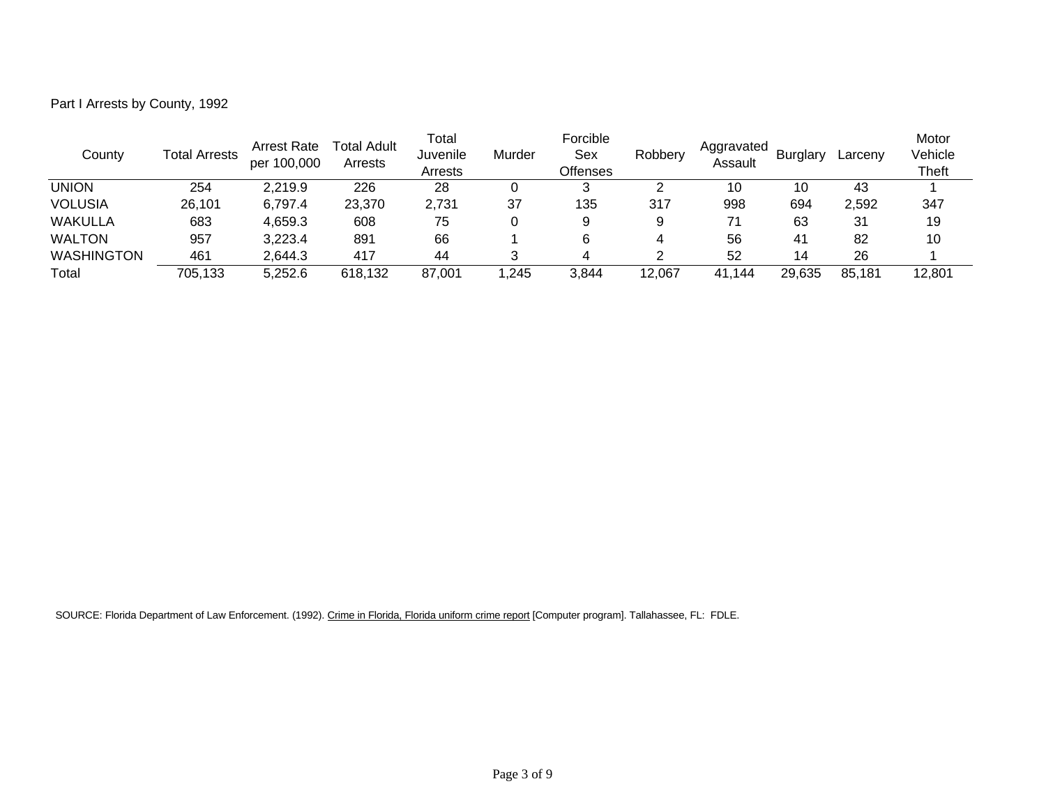Part I Arrests by County, 1992

| County | Total Arrests | Arrest Rate per 100,000 | Total Adult Arrests | Total Juvenile Arrests | Murder | Forcible Sex Offenses | Robbery | Aggravated Assault | Burglary | Larceny | Motor Vehicle Theft |
|---|---|---|---|---|---|---|---|---|---|---|---|
| UNION | 254 | 2,219.9 | 226 | 28 | 0 | 3 | 2 | 10 | 10 | 43 | 1 |
| VOLUSIA | 26,101 | 6,797.4 | 23,370 | 2,731 | 37 | 135 | 317 | 998 | 694 | 2,592 | 347 |
| WAKULLA | 683 | 4,659.3 | 608 | 75 | 0 | 9 | 9 | 71 | 63 | 31 | 19 |
| WALTON | 957 | 3,223.4 | 891 | 66 | 1 | 6 | 4 | 56 | 41 | 82 | 10 |
| WASHINGTON | 461 | 2,644.3 | 417 | 44 | 3 | 4 | 2 | 52 | 14 | 26 | 1 |
| Total | 705,133 | 5,252.6 | 618,132 | 87,001 | 1,245 | 3,844 | 12,067 | 41,144 | 29,635 | 85,181 | 12,801 |

SOURCE: Florida Department of Law Enforcement. (1992). Crime in Florida, Florida uniform crime report [Computer program]. Tallahassee, FL: FDLE.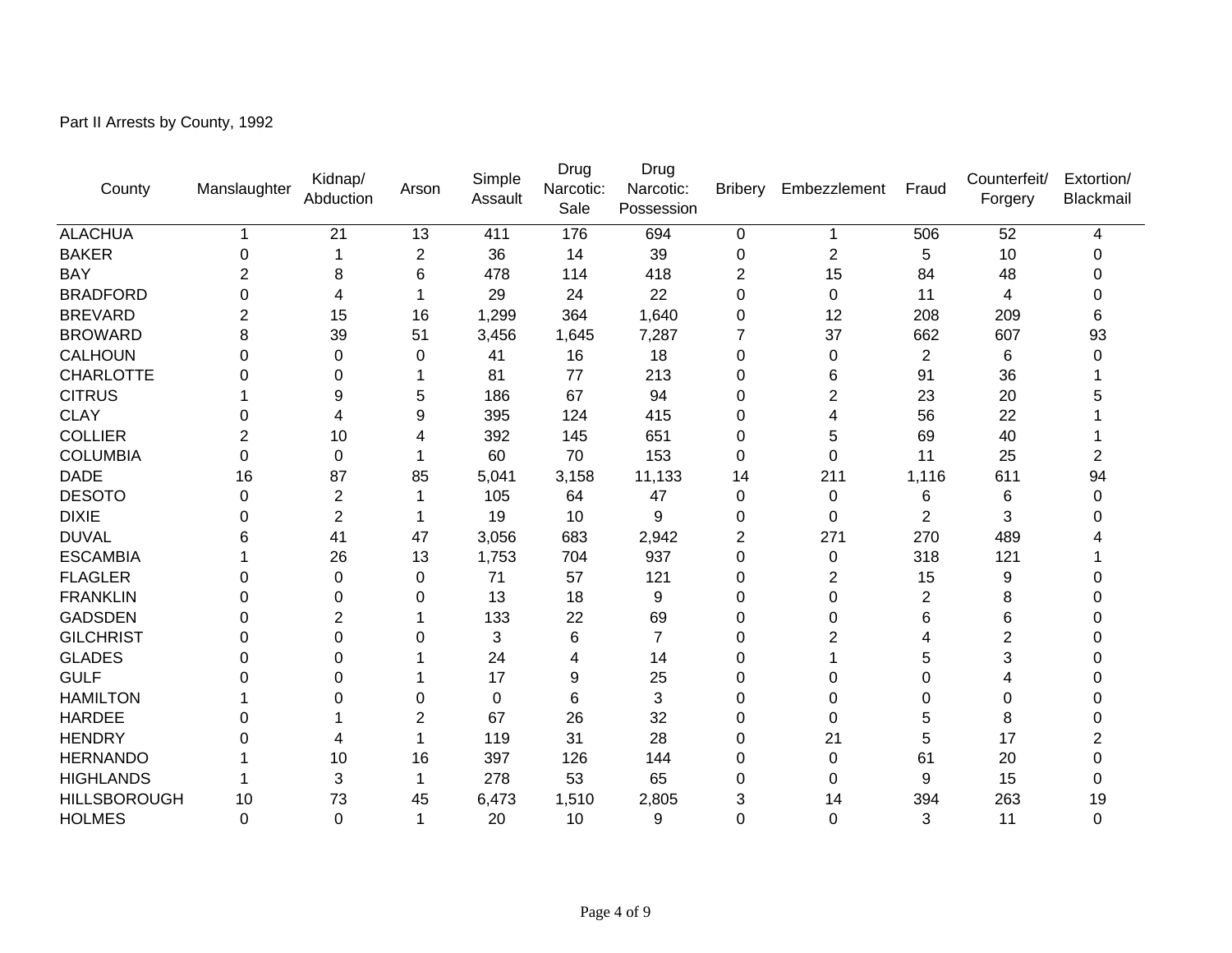Part II Arrests by County, 1992

| County | Manslaughter | Kidnap/ Abduction | Arson | Simple Assault | Drug Narcotic: Sale | Drug Narcotic: Possession | Bribery | Embezzlement | Fraud | Counterfeit/ Forgery | Extortion/ Blackmail |
|---|---|---|---|---|---|---|---|---|---|---|---|
| ALACHUA | 1 | 21 | 13 | 411 | 176 | 694 | 0 | 1 | 506 | 52 | 4 |
| BAKER | 0 | 1 | 2 | 36 | 14 | 39 | 0 | 2 | 5 | 10 | 0 |
| BAY | 2 | 8 | 6 | 478 | 114 | 418 | 2 | 15 | 84 | 48 | 0 |
| BRADFORD | 0 | 4 | 1 | 29 | 24 | 22 | 0 | 0 | 11 | 4 | 0 |
| BREVARD | 2 | 15 | 16 | 1,299 | 364 | 1,640 | 0 | 12 | 208 | 209 | 6 |
| BROWARD | 8 | 39 | 51 | 3,456 | 1,645 | 7,287 | 7 | 37 | 662 | 607 | 93 |
| CALHOUN | 0 | 0 | 0 | 41 | 16 | 18 | 0 | 0 | 2 | 6 | 0 |
| CHARLOTTE | 0 | 0 | 1 | 81 | 77 | 213 | 0 | 6 | 91 | 36 | 1 |
| CITRUS | 1 | 9 | 5 | 186 | 67 | 94 | 0 | 2 | 23 | 20 | 5 |
| CLAY | 0 | 4 | 9 | 395 | 124 | 415 | 0 | 4 | 56 | 22 | 1 |
| COLLIER | 2 | 10 | 4 | 392 | 145 | 651 | 0 | 5 | 69 | 40 | 1 |
| COLUMBIA | 0 | 0 | 1 | 60 | 70 | 153 | 0 | 0 | 11 | 25 | 2 |
| DADE | 16 | 87 | 85 | 5,041 | 3,158 | 11,133 | 14 | 211 | 1,116 | 611 | 94 |
| DESOTO | 0 | 2 | 1 | 105 | 64 | 47 | 0 | 0 | 6 | 6 | 0 |
| DIXIE | 0 | 2 | 1 | 19 | 10 | 9 | 0 | 0 | 2 | 3 | 0 |
| DUVAL | 6 | 41 | 47 | 3,056 | 683 | 2,942 | 2 | 271 | 270 | 489 | 4 |
| ESCAMBIA | 1 | 26 | 13 | 1,753 | 704 | 937 | 0 | 0 | 318 | 121 | 1 |
| FLAGLER | 0 | 0 | 0 | 71 | 57 | 121 | 0 | 2 | 15 | 9 | 0 |
| FRANKLIN | 0 | 0 | 0 | 13 | 18 | 9 | 0 | 0 | 2 | 8 | 0 |
| GADSDEN | 0 | 2 | 1 | 133 | 22 | 69 | 0 | 0 | 6 | 6 | 0 |
| GILCHRIST | 0 | 0 | 0 | 3 | 6 | 7 | 0 | 2 | 4 | 2 | 0 |
| GLADES | 0 | 0 | 1 | 24 | 4 | 14 | 0 | 1 | 5 | 3 | 0 |
| GULF | 0 | 0 | 1 | 17 | 9 | 25 | 0 | 0 | 0 | 4 | 0 |
| HAMILTON | 1 | 0 | 0 | 0 | 6 | 3 | 0 | 0 | 0 | 0 | 0 |
| HARDEE | 0 | 1 | 2 | 67 | 26 | 32 | 0 | 0 | 5 | 8 | 0 |
| HENDRY | 0 | 4 | 1 | 119 | 31 | 28 | 0 | 21 | 5 | 17 | 2 |
| HERNANDO | 1 | 10 | 16 | 397 | 126 | 144 | 0 | 0 | 61 | 20 | 0 |
| HIGHLANDS | 1 | 3 | 1 | 278 | 53 | 65 | 0 | 0 | 9 | 15 | 0 |
| HILLSBOROUGH | 10 | 73 | 45 | 6,473 | 1,510 | 2,805 | 3 | 14 | 394 | 263 | 19 |
| HOLMES | 0 | 0 | 1 | 20 | 10 | 9 | 0 | 0 | 3 | 11 | 0 |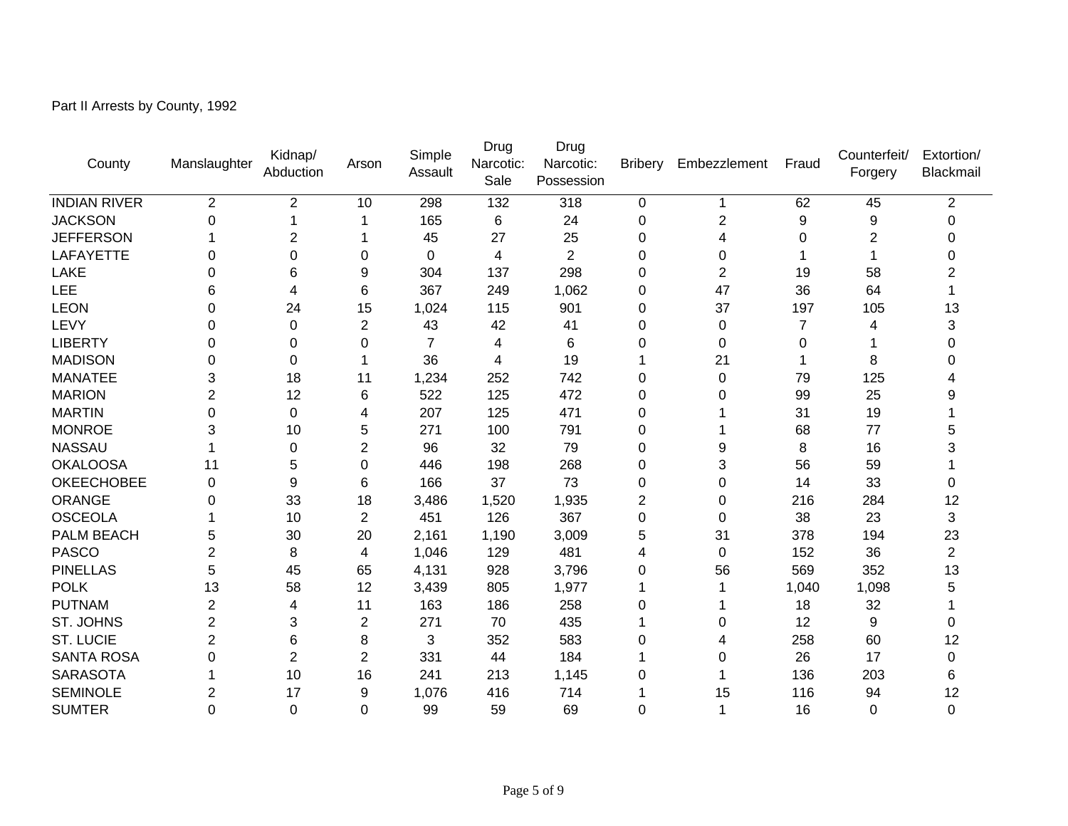Part II Arrests by County, 1992

| County | Manslaughter | Kidnap/ Abduction | Arson | Simple Assault | Drug Narcotic: Sale | Drug Narcotic: Possession | Bribery | Embezzlement | Fraud | Counterfeit/ Forgery | Extortion/ Blackmail |
|---|---|---|---|---|---|---|---|---|---|---|---|
| INDIAN RIVER | 2 | 2 | 10 | 298 | 132 | 318 | 0 | 1 | 62 | 45 | 2 |
| JACKSON | 0 | 1 | 1 | 165 | 6 | 24 | 0 | 2 | 9 | 9 | 0 |
| JEFFERSON | 1 | 2 | 1 | 45 | 27 | 25 | 0 | 4 | 0 | 2 | 0 |
| LAFAYETTE | 0 | 0 | 0 | 0 | 4 | 2 | 0 | 0 | 1 | 1 | 0 |
| LAKE | 0 | 6 | 9 | 304 | 137 | 298 | 0 | 2 | 19 | 58 | 2 |
| LEE | 6 | 4 | 6 | 367 | 249 | 1,062 | 0 | 47 | 36 | 64 | 1 |
| LEON | 0 | 24 | 15 | 1,024 | 115 | 901 | 0 | 37 | 197 | 105 | 13 |
| LEVY | 0 | 0 | 2 | 43 | 42 | 41 | 0 | 0 | 7 | 4 | 3 |
| LIBERTY | 0 | 0 | 0 | 7 | 4 | 6 | 0 | 0 | 0 | 1 | 0 |
| MADISON | 0 | 0 | 1 | 36 | 4 | 19 | 1 | 21 | 1 | 8 | 0 |
| MANATEE | 3 | 18 | 11 | 1,234 | 252 | 742 | 0 | 0 | 79 | 125 | 4 |
| MARION | 2 | 12 | 6 | 522 | 125 | 472 | 0 | 0 | 99 | 25 | 9 |
| MARTIN | 0 | 0 | 4 | 207 | 125 | 471 | 0 | 1 | 31 | 19 | 1 |
| MONROE | 3 | 10 | 5 | 271 | 100 | 791 | 0 | 1 | 68 | 77 | 5 |
| NASSAU | 1 | 0 | 2 | 96 | 32 | 79 | 0 | 9 | 8 | 16 | 3 |
| OKALOOSA | 11 | 5 | 0 | 446 | 198 | 268 | 0 | 3 | 56 | 59 | 1 |
| OKEECHOBEE | 0 | 9 | 6 | 166 | 37 | 73 | 0 | 0 | 14 | 33 | 0 |
| ORANGE | 0 | 33 | 18 | 3,486 | 1,520 | 1,935 | 2 | 0 | 216 | 284 | 12 |
| OSCEOLA | 1 | 10 | 2 | 451 | 126 | 367 | 0 | 0 | 38 | 23 | 3 |
| PALM BEACH | 5 | 30 | 20 | 2,161 | 1,190 | 3,009 | 5 | 31 | 378 | 194 | 23 |
| PASCO | 2 | 8 | 4 | 1,046 | 129 | 481 | 4 | 0 | 152 | 36 | 2 |
| PINELLAS | 5 | 45 | 65 | 4,131 | 928 | 3,796 | 0 | 56 | 569 | 352 | 13 |
| POLK | 13 | 58 | 12 | 3,439 | 805 | 1,977 | 1 | 1 | 1,040 | 1,098 | 5 |
| PUTNAM | 2 | 4 | 11 | 163 | 186 | 258 | 0 | 1 | 18 | 32 | 1 |
| ST. JOHNS | 2 | 3 | 2 | 271 | 70 | 435 | 1 | 0 | 12 | 9 | 0 |
| ST. LUCIE | 2 | 6 | 8 | 3 | 352 | 583 | 0 | 4 | 258 | 60 | 12 |
| SANTA ROSA | 0 | 2 | 2 | 331 | 44 | 184 | 1 | 0 | 26 | 17 | 0 |
| SARASOTA | 1 | 10 | 16 | 241 | 213 | 1,145 | 0 | 1 | 136 | 203 | 6 |
| SEMINOLE | 2 | 17 | 9 | 1,076 | 416 | 714 | 1 | 15 | 116 | 94 | 12 |
| SUMTER | 0 | 0 | 0 | 99 | 59 | 69 | 0 | 1 | 16 | 0 | 0 |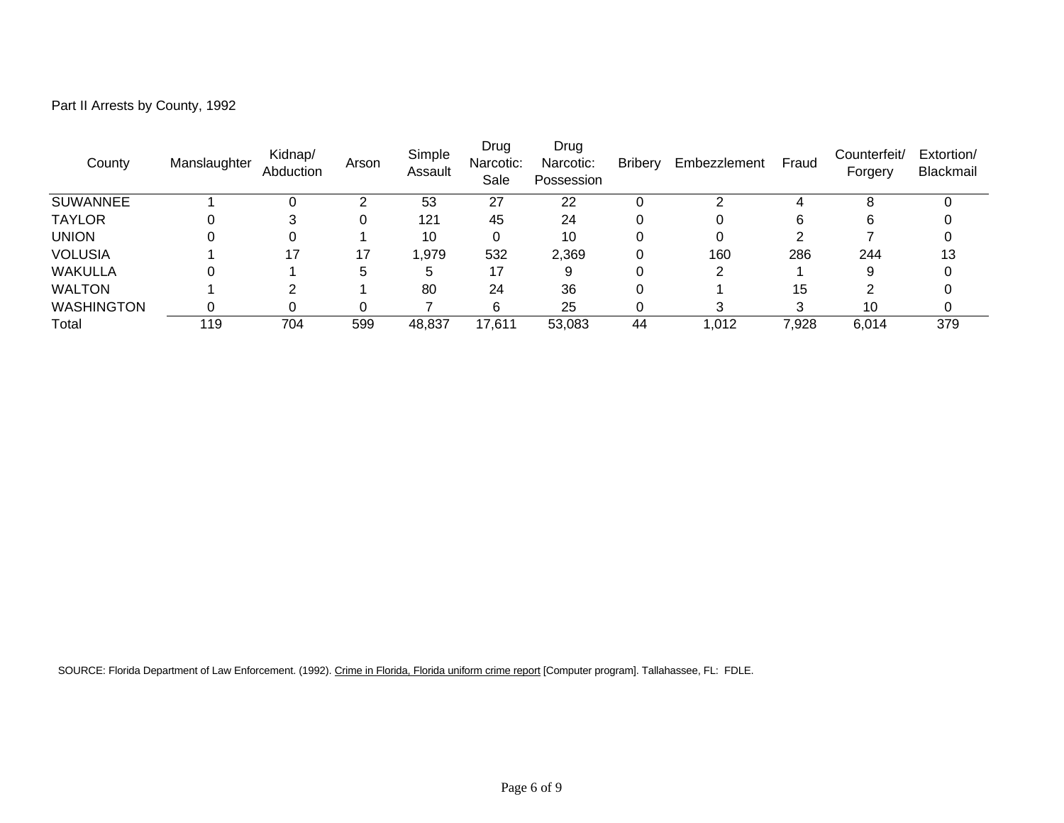Part II Arrests by County, 1992

| County | Manslaughter | Kidnap/ Abduction | Arson | Simple Assault | Drug Narcotic: Sale | Drug Narcotic: Possession | Bribery | Embezzlement | Fraud | Counterfeit/ Forgery | Extortion/ Blackmail |
|---|---|---|---|---|---|---|---|---|---|---|---|
| SUWANNEE | 1 | 0 | 2 | 53 | 27 | 22 | 0 | 2 | 4 | 8 | 0 |
| TAYLOR | 0 | 3 | 0 | 121 | 45 | 24 | 0 | 0 | 6 | 6 | 0 |
| UNION | 0 | 0 | 1 | 10 | 0 | 10 | 0 | 0 | 2 | 7 | 0 |
| VOLUSIA | 1 | 17 | 17 | 1,979 | 532 | 2,369 | 0 | 160 | 286 | 244 | 13 |
| WAKULLA | 0 | 1 | 5 | 5 | 17 | 9 | 0 | 2 | 1 | 9 | 0 |
| WALTON | 1 | 2 | 1 | 80 | 24 | 36 | 0 | 1 | 15 | 2 | 0 |
| WASHINGTON | 0 | 0 | 0 | 7 | 6 | 25 | 0 | 3 | 3 | 10 | 0 |
| Total | 119 | 704 | 599 | 48,837 | 17,611 | 53,083 | 44 | 1,012 | 7,928 | 6,014 | 379 |

SOURCE: Florida Department of Law Enforcement. (1992). Crime in Florida, Florida uniform crime report [Computer program]. Tallahassee, FL: FDLE.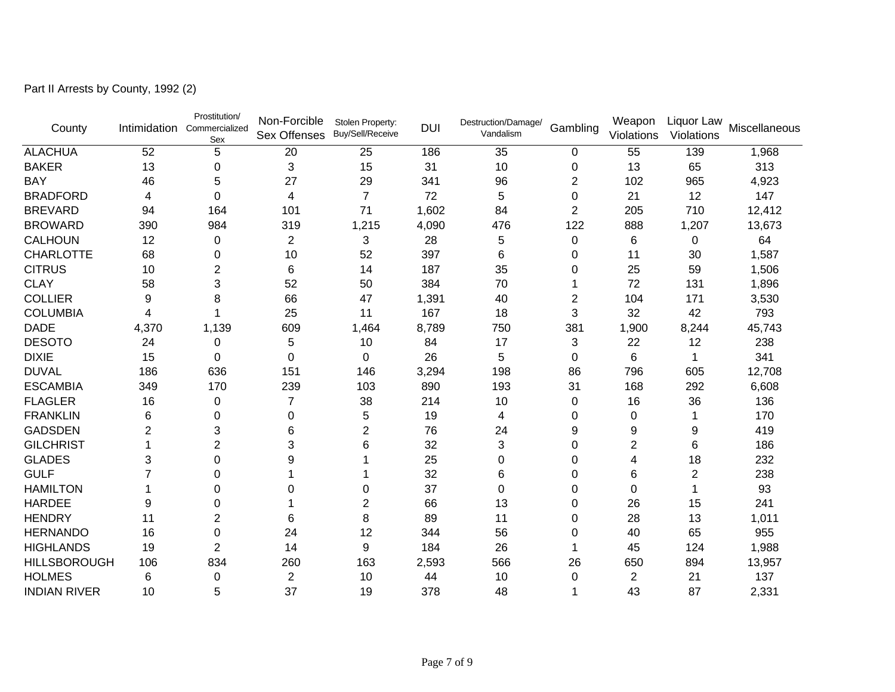Part II Arrests by County, 1992 (2)

| County | Intimidation | Prostitution/ Commercialized Sex | Non-Forcible Sex Offenses | Stolen Property: Buy/Sell/Receive | DUI | Destruction/Damage/ Vandalism | Gambling | Weapon Violations | Liquor Law Violations | Miscellaneous |
|---|---|---|---|---|---|---|---|---|---|---|
| ALACHUA | 52 | 5 | 20 | 25 | 186 | 35 | 0 | 55 | 139 | 1,968 |
| BAKER | 13 | 0 | 3 | 15 | 31 | 10 | 0 | 13 | 65 | 313 |
| BAY | 46 | 5 | 27 | 29 | 341 | 96 | 2 | 102 | 965 | 4,923 |
| BRADFORD | 4 | 0 | 4 | 7 | 72 | 5 | 0 | 21 | 12 | 147 |
| BREVARD | 94 | 164 | 101 | 71 | 1,602 | 84 | 2 | 205 | 710 | 12,412 |
| BROWARD | 390 | 984 | 319 | 1,215 | 4,090 | 476 | 122 | 888 | 1,207 | 13,673 |
| CALHOUN | 12 | 0 | 2 | 3 | 28 | 5 | 0 | 6 | 0 | 64 |
| CHARLOTTE | 68 | 0 | 10 | 52 | 397 | 6 | 0 | 11 | 30 | 1,587 |
| CITRUS | 10 | 2 | 6 | 14 | 187 | 35 | 0 | 25 | 59 | 1,506 |
| CLAY | 58 | 3 | 52 | 50 | 384 | 70 | 1 | 72 | 131 | 1,896 |
| COLLIER | 9 | 8 | 66 | 47 | 1,391 | 40 | 2 | 104 | 171 | 3,530 |
| COLUMBIA | 4 | 1 | 25 | 11 | 167 | 18 | 3 | 32 | 42 | 793 |
| DADE | 4,370 | 1,139 | 609 | 1,464 | 8,789 | 750 | 381 | 1,900 | 8,244 | 45,743 |
| DESOTO | 24 | 0 | 5 | 10 | 84 | 17 | 3 | 22 | 12 | 238 |
| DIXIE | 15 | 0 | 0 | 0 | 26 | 5 | 0 | 6 | 1 | 341 |
| DUVAL | 186 | 636 | 151 | 146 | 3,294 | 198 | 86 | 796 | 605 | 12,708 |
| ESCAMBIA | 349 | 170 | 239 | 103 | 890 | 193 | 31 | 168 | 292 | 6,608 |
| FLAGLER | 16 | 0 | 7 | 38 | 214 | 10 | 0 | 16 | 36 | 136 |
| FRANKLIN | 6 | 0 | 0 | 5 | 19 | 4 | 0 | 0 | 1 | 170 |
| GADSDEN | 2 | 3 | 6 | 2 | 76 | 24 | 9 | 9 | 9 | 419 |
| GILCHRIST | 1 | 2 | 3 | 6 | 32 | 3 | 0 | 2 | 6 | 186 |
| GLADES | 3 | 0 | 9 | 1 | 25 | 0 | 0 | 4 | 18 | 232 |
| GULF | 7 | 0 | 1 | 1 | 32 | 6 | 0 | 6 | 2 | 238 |
| HAMILTON | 1 | 0 | 0 | 0 | 37 | 0 | 0 | 0 | 1 | 93 |
| HARDEE | 9 | 0 | 1 | 2 | 66 | 13 | 0 | 26 | 15 | 241 |
| HENDRY | 11 | 2 | 6 | 8 | 89 | 11 | 0 | 28 | 13 | 1,011 |
| HERNANDO | 16 | 0 | 24 | 12 | 344 | 56 | 0 | 40 | 65 | 955 |
| HIGHLANDS | 19 | 2 | 14 | 9 | 184 | 26 | 1 | 45 | 124 | 1,988 |
| HILLSBOROUGH | 106 | 834 | 260 | 163 | 2,593 | 566 | 26 | 650 | 894 | 13,957 |
| HOLMES | 6 | 0 | 2 | 10 | 44 | 10 | 0 | 2 | 21 | 137 |
| INDIAN RIVER | 10 | 5 | 37 | 19 | 378 | 48 | 1 | 43 | 87 | 2,331 |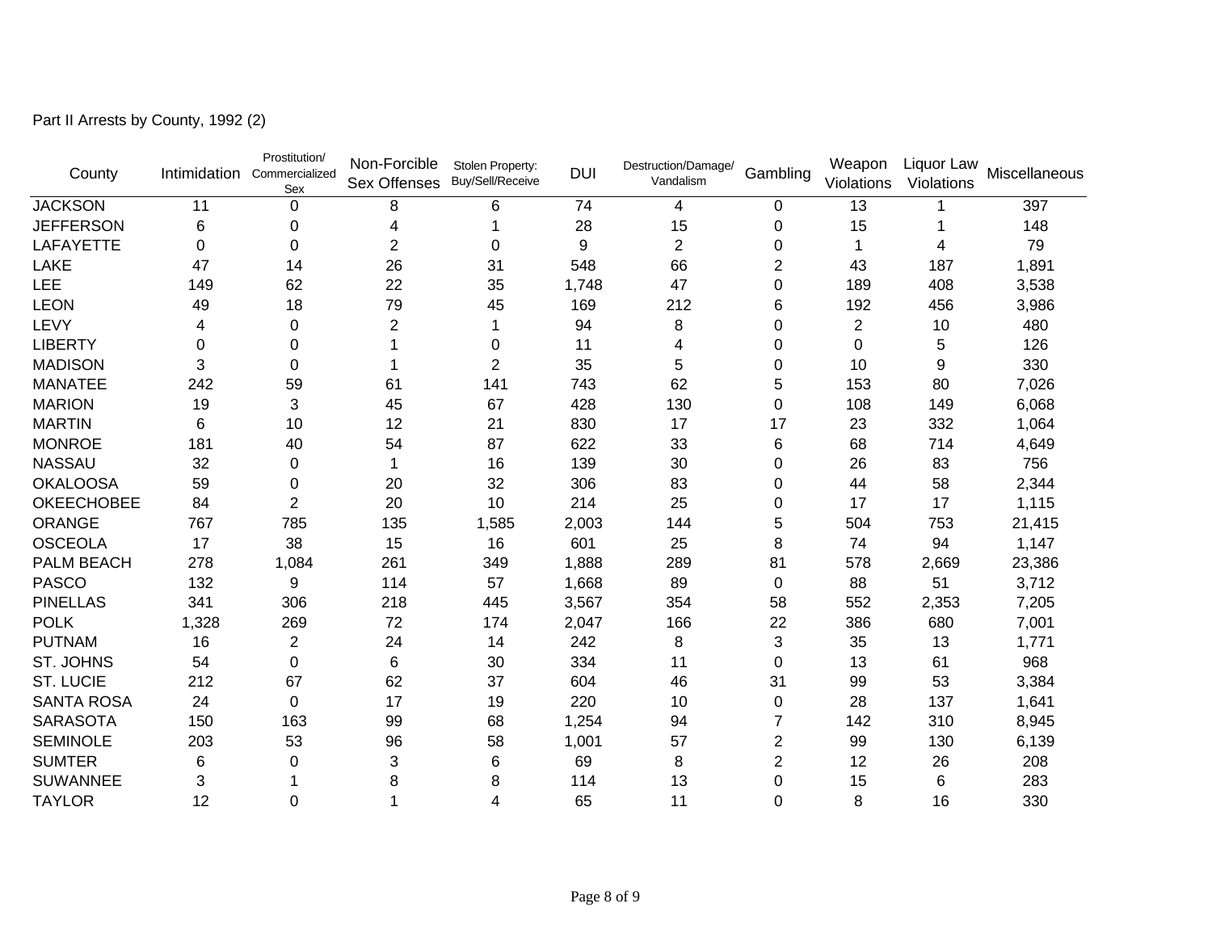Part II Arrests by County, 1992 (2)

| County | Intimidation | Prostitution/ Commercialized Sex | Non-Forcible Sex Offenses | Stolen Property: Buy/Sell/Receive | DUI | Destruction/Damage/ Vandalism | Gambling | Weapon Violations | Liquor Law Violations | Miscellaneous |
|---|---|---|---|---|---|---|---|---|---|---|
| JACKSON | 11 | 0 | 8 | 6 | 74 | 4 | 0 | 13 | 1 | 397 |
| JEFFERSON | 6 | 0 | 4 | 1 | 28 | 15 | 0 | 15 | 1 | 148 |
| LAFAYETTE | 0 | 0 | 2 | 0 | 9 | 2 | 0 | 1 | 4 | 79 |
| LAKE | 47 | 14 | 26 | 31 | 548 | 66 | 2 | 43 | 187 | 1,891 |
| LEE | 149 | 62 | 22 | 35 | 1,748 | 47 | 0 | 189 | 408 | 3,538 |
| LEON | 49 | 18 | 79 | 45 | 169 | 212 | 6 | 192 | 456 | 3,986 |
| LEVY | 4 | 0 | 2 | 1 | 94 | 8 | 0 | 2 | 10 | 480 |
| LIBERTY | 0 | 0 | 1 | 0 | 11 | 4 | 0 | 0 | 5 | 126 |
| MADISON | 3 | 0 | 1 | 2 | 35 | 5 | 0 | 10 | 9 | 330 |
| MANATEE | 242 | 59 | 61 | 141 | 743 | 62 | 5 | 153 | 80 | 7,026 |
| MARION | 19 | 3 | 45 | 67 | 428 | 130 | 0 | 108 | 149 | 6,068 |
| MARTIN | 6 | 10 | 12 | 21 | 830 | 17 | 17 | 23 | 332 | 1,064 |
| MONROE | 181 | 40 | 54 | 87 | 622 | 33 | 6 | 68 | 714 | 4,649 |
| NASSAU | 32 | 0 | 1 | 16 | 139 | 30 | 0 | 26 | 83 | 756 |
| OKALOOSA | 59 | 0 | 20 | 32 | 306 | 83 | 0 | 44 | 58 | 2,344 |
| OKEECHOBEE | 84 | 2 | 20 | 10 | 214 | 25 | 0 | 17 | 17 | 1,115 |
| ORANGE | 767 | 785 | 135 | 1,585 | 2,003 | 144 | 5 | 504 | 753 | 21,415 |
| OSCEOLA | 17 | 38 | 15 | 16 | 601 | 25 | 8 | 74 | 94 | 1,147 |
| PALM BEACH | 278 | 1,084 | 261 | 349 | 1,888 | 289 | 81 | 578 | 2,669 | 23,386 |
| PASCO | 132 | 9 | 114 | 57 | 1,668 | 89 | 0 | 88 | 51 | 3,712 |
| PINELLAS | 341 | 306 | 218 | 445 | 3,567 | 354 | 58 | 552 | 2,353 | 7,205 |
| POLK | 1,328 | 269 | 72 | 174 | 2,047 | 166 | 22 | 386 | 680 | 7,001 |
| PUTNAM | 16 | 2 | 24 | 14 | 242 | 8 | 3 | 35 | 13 | 1,771 |
| ST. JOHNS | 54 | 0 | 6 | 30 | 334 | 11 | 0 | 13 | 61 | 968 |
| ST. LUCIE | 212 | 67 | 62 | 37 | 604 | 46 | 31 | 99 | 53 | 3,384 |
| SANTA ROSA | 24 | 0 | 17 | 19 | 220 | 10 | 0 | 28 | 137 | 1,641 |
| SARASOTA | 150 | 163 | 99 | 68 | 1,254 | 94 | 7 | 142 | 310 | 8,945 |
| SEMINOLE | 203 | 53 | 96 | 58 | 1,001 | 57 | 2 | 99 | 130 | 6,139 |
| SUMTER | 6 | 0 | 3 | 6 | 69 | 8 | 2 | 12 | 26 | 208 |
| SUWANNEE | 3 | 1 | 8 | 8 | 114 | 13 | 0 | 15 | 6 | 283 |
| TAYLOR | 12 | 0 | 1 | 4 | 65 | 11 | 0 | 8 | 16 | 330 |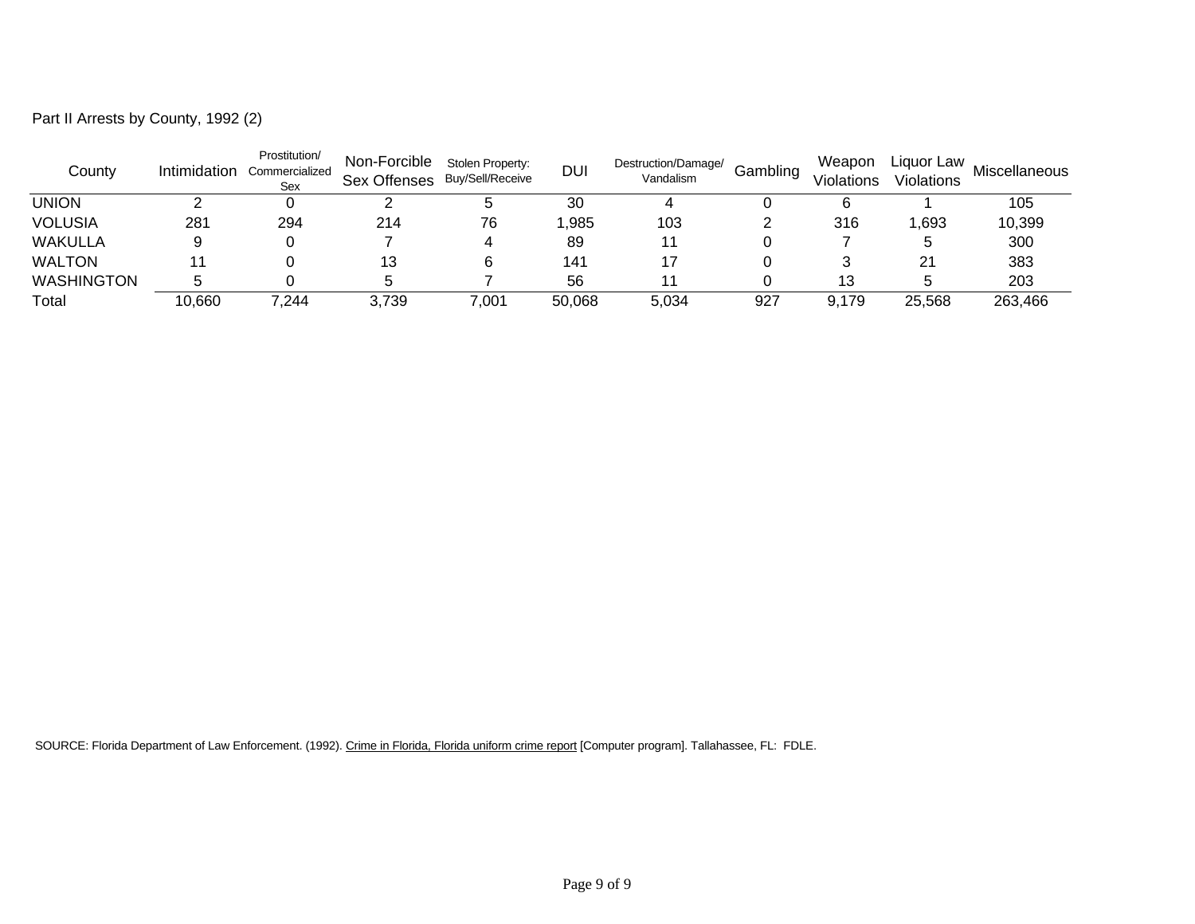Part II Arrests by County, 1992 (2)

| County | Intimidation | Prostitution/ Commercialized Sex | Non-Forcible Sex Offenses | Stolen Property: Buy/Sell/Receive | DUI | Destruction/Damage/ Vandalism | Gambling | Weapon Violations | Liquor Law Violations | Miscellaneous |
|---|---|---|---|---|---|---|---|---|---|---|
| UNION | 2 | 0 | 2 | 5 | 30 | 4 | 0 | 6 | 1 | 105 |
| VOLUSIA | 281 | 294 | 214 | 76 | 1,985 | 103 | 2 | 316 | 1,693 | 10,399 |
| WAKULLA | 9 | 0 | 7 | 4 | 89 | 11 | 0 | 7 | 5 | 300 |
| WALTON | 11 | 0 | 13 | 6 | 141 | 17 | 0 | 3 | 21 | 383 |
| WASHINGTON | 5 | 0 | 5 | 7 | 56 | 11 | 0 | 13 | 5 | 203 |
| Total | 10,660 | 7,244 | 3,739 | 7,001 | 50,068 | 5,034 | 927 | 9,179 | 25,568 | 263,466 |

SOURCE: Florida Department of Law Enforcement. (1992). Crime in Florida, Florida uniform crime report [Computer program]. Tallahassee, FL: FDLE.